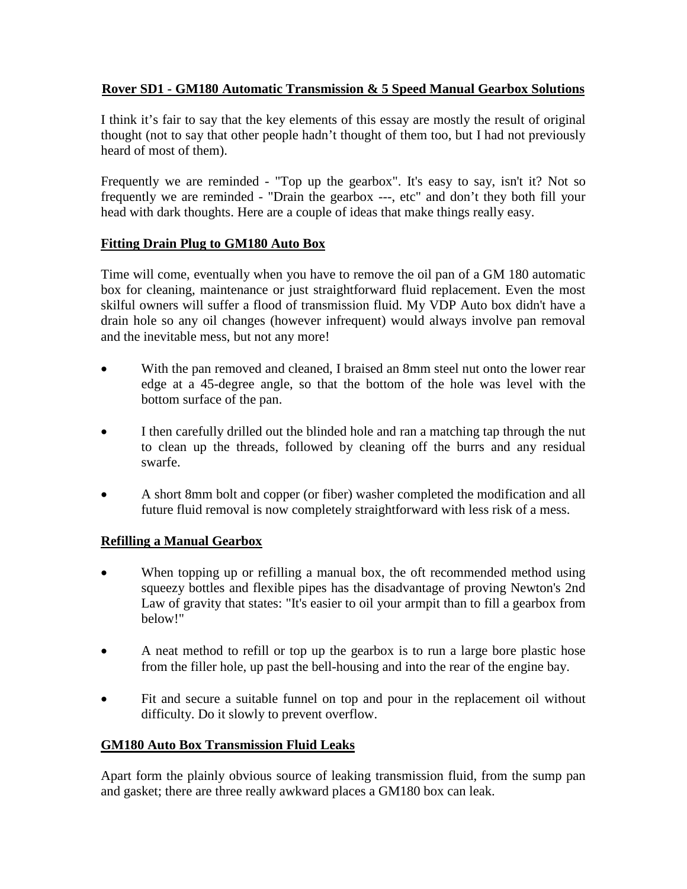# Rover SD1 - GM180 Automatic Transmission & 5 Speed Manual Gearbox Solutions

I think it's fair to say that the key elements of this essay are mostly the result of original thought (not to say that other people hadn't thought of them too, but I had not previously heard of most of them).

Frequently we are reminded - "Top up the gearbox". It's easy to say, isn't it? Not so frequently we are reminded - "Drain the gearbox ---, etc" and don't they both fill your head with dark thoughts. Here are a couple of ideas that make things really easy.

## Fitting Drain Plug to GM180 Auto Box

Time will come, eventually when you have to remove the oil pan of a GM 180 automatic box for cleaning, maintenance or just straightforward fluid replacement. Even the most skilful owners will suffer a flood of transmission fluid. My VDP Auto box didn't have a drain hole so any oil changes (however infrequent) would always involve pan removal and the inevitable mess, but not any more!

- With the pan removed and cleaned, I braised an 8mm steel nut onto the lower rear edge at a 45-degree angle, so that the bottom of the hole was level with the bottom surface of the pan.
- I then carefully drilled out the blinded hole and ran a matching tap through the nut to clean up the threads, followed by cleaning off the burrs and any residual swarfe.
- A short 8mm bolt and copper (or fiber) washer completed the modification and all future fluid removal is now completely straightforward with less risk of a mess.

## Refilling a Manual Gearbox

- When topping up or refilling a manual box, the oft recommended method using squeezy bottles and flexible pipes has the disadvantage of proving Newton's 2nd Law of gravity that states: "It's easier to oil your armpit than to fill a gearbox from below!"
- A neat method to refill or top up the gearbox is to run a large bore plastic hose from the filler hole, up past the bell-housing and into the rear of the engine bay.
- Fit and secure a suitable funnel on top and pour in the replacement oil without difficulty. Do it slowly to prevent overflow.

## GM180 Auto Box Transmission Fluid Leaks

Apart form the plainly obvious source of leaking transmission fluid, from the sump pan and gasket; there are three really awkward places a GM180 box can leak.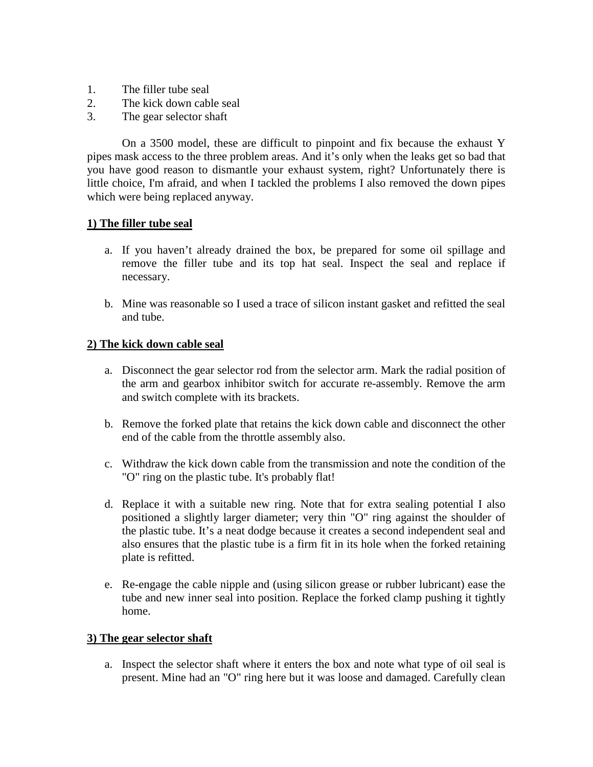1. The filler tube seal
2. The kick down cable seal
3. The gear selector shaft

On a 3500 model, these are difficult to pinpoint and fix because the exhaust Y pipes mask access to the three problem areas. And it's only when the leaks get so bad that you have good reason to dismantle your exhaust system, right? Unfortunately there is little choice, I'm afraid, and when I tackled the problems I also removed the down pipes which were being replaced anyway.

**1) The filler tube seal**

a. If you haven't already drained the box, be prepared for some oil spillage and remove the filler tube and its top hat seal. Inspect the seal and replace if necessary.

b. Mine was reasonable so I used a trace of silicon instant gasket and refitted the seal and tube.

**2) The kick down cable seal**

a. Disconnect the gear selector rod from the selector arm. Mark the radial position of the arm and gearbox inhibitor switch for accurate re-assembly. Remove the arm and switch complete with its brackets.

b. Remove the forked plate that retains the kick down cable and disconnect the other end of the cable from the throttle assembly also.

c. Withdraw the kick down cable from the transmission and note the condition of the "O" ring on the plastic tube. It's probably flat!

d. Replace it with a suitable new ring. Note that for extra sealing potential I also positioned a slightly larger diameter; very thin "O" ring against the shoulder of the plastic tube. It's a neat dodge because it creates a second independent seal and also ensures that the plastic tube is a firm fit in its hole when the forked retaining plate is refitted.

e. Re-engage the cable nipple and (using silicon grease or rubber lubricant) ease the tube and new inner seal into position. Replace the forked clamp pushing it tightly home.

**3) The gear selector shaft**

a. Inspect the selector shaft where it enters the box and note what type of oil seal is present. Mine had an "O" ring here but it was loose and damaged. Carefully clean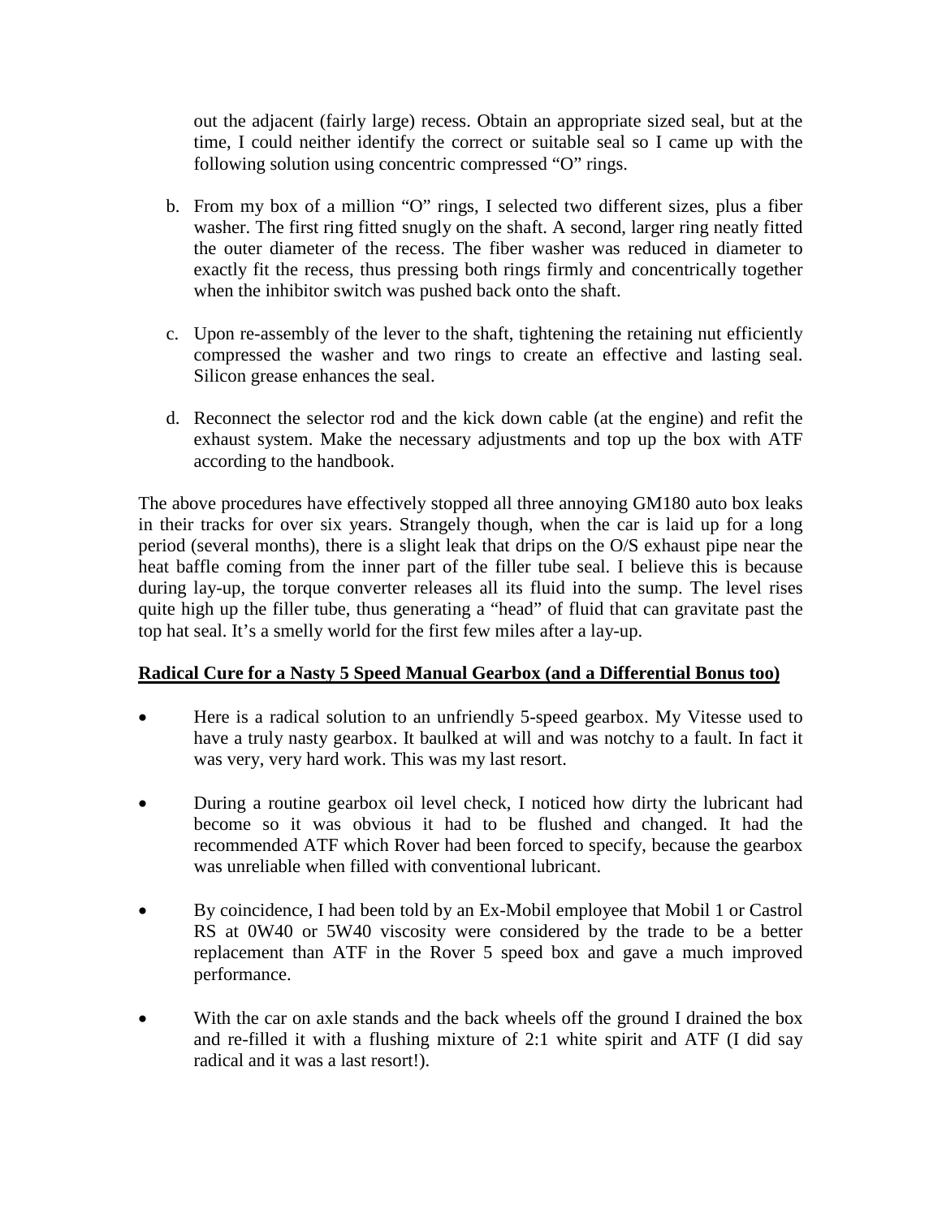out the adjacent (fairly large) recess. Obtain an appropriate sized seal, but at the time, I could neither identify the correct or suitable seal so I came up with the following solution using concentric compressed "O" rings.

b. From my box of a million "O" rings, I selected two different sizes, plus a fiber washer. The first ring fitted snugly on the shaft. A second, larger ring neatly fitted the outer diameter of the recess. The fiber washer was reduced in diameter to exactly fit the recess, thus pressing both rings firmly and concentrically together when the inhibitor switch was pushed back onto the shaft.

c. Upon re-assembly of the lever to the shaft, tightening the retaining nut efficiently compressed the washer and two rings to create an effective and lasting seal. Silicon grease enhances the seal.

d. Reconnect the selector rod and the kick down cable (at the engine) and refit the exhaust system. Make the necessary adjustments and top up the box with ATF according to the handbook.

The above procedures have effectively stopped all three annoying GM180 auto box leaks in their tracks for over six years. Strangely though, when the car is laid up for a long period (several months), there is a slight leak that drips on the O/S exhaust pipe near the heat baffle coming from the inner part of the filler tube seal. I believe this is because during lay-up, the torque converter releases all its fluid into the sump. The level rises quite high up the filler tube, thus generating a "head" of fluid that can gravitate past the top hat seal. It's a smelly world for the first few miles after a lay-up.

**Radical Cure for a Nasty 5 Speed Manual Gearbox (and a Differential Bonus too)**

- Here is a radical solution to an unfriendly 5-speed gearbox. My Vitesse used to have a truly nasty gearbox. It baulked at will and was notchy to a fault. In fact it was very, very hard work. This was my last resort.

- During a routine gearbox oil level check, I noticed how dirty the lubricant had become so it was obvious it had to be flushed and changed. It had the recommended ATF which Rover had been forced to specify, because the gearbox was unreliable when filled with conventional lubricant.

- By coincidence, I had been told by an Ex-Mobil employee that Mobil 1 or Castrol RS at 0W40 or 5W40 viscosity were considered by the trade to be a better replacement than ATF in the Rover 5 speed box and gave a much improved performance.

- With the car on axle stands and the back wheels off the ground I drained the box and re-filled it with a flushing mixture of 2:1 white spirit and ATF (I did say radical and it was a last resort!).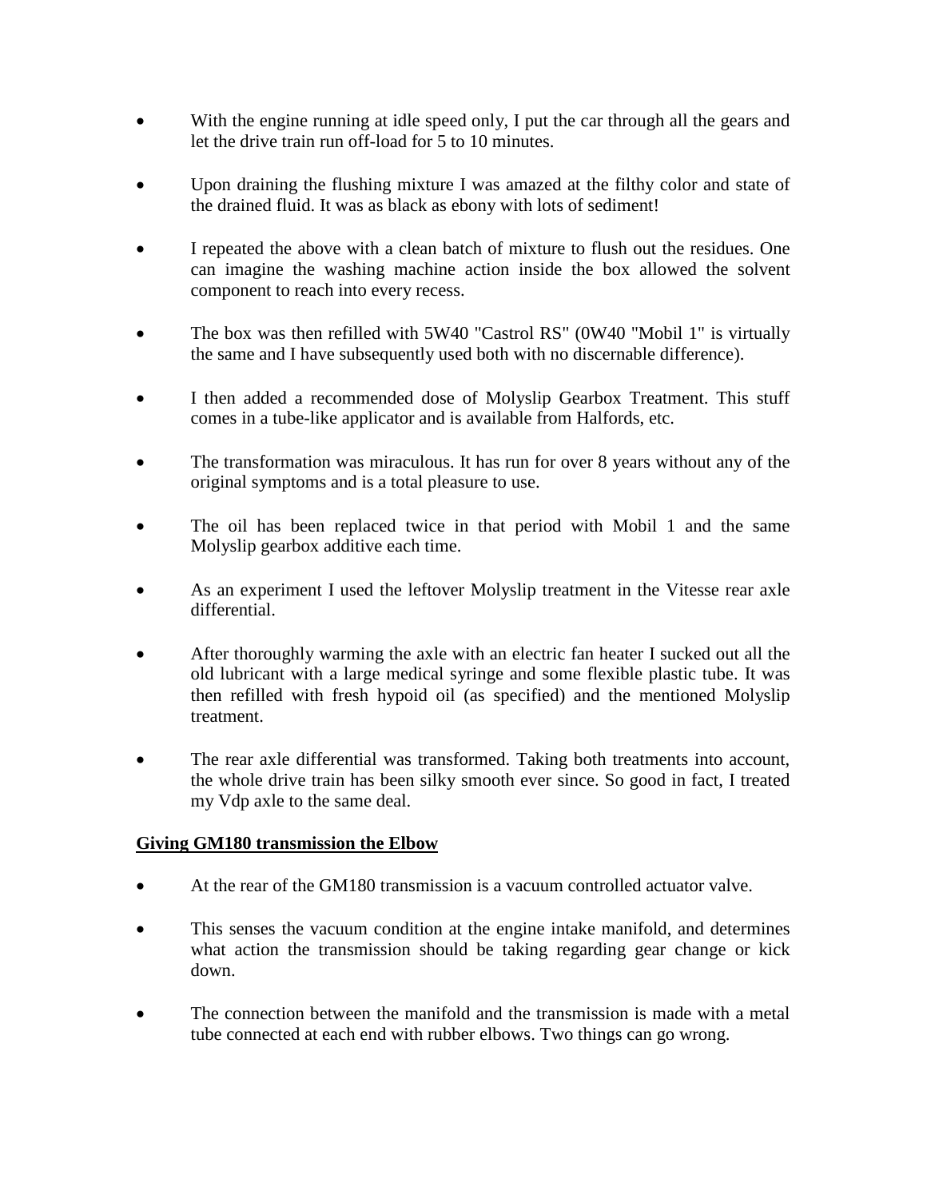- With the engine running at idle speed only, I put the car through all the gears and let the drive train run off-load for 5 to 10 minutes.

- Upon draining the flushing mixture I was amazed at the filthy color and state of the drained fluid. It was as black as ebony with lots of sediment!

- I repeated the above with a clean batch of mixture to flush out the residues. One can imagine the washing machine action inside the box allowed the solvent component to reach into every recess.

- The box was then refilled with 5W40 "Castrol RS" (0W40 "Mobil 1" is virtually the same and I have subsequently used both with no discernable difference).

- I then added a recommended dose of Molyslip Gearbox Treatment. This stuff comes in a tube-like applicator and is available from Halfords, etc.

- The transformation was miraculous. It has run for over 8 years without any of the original symptoms and is a total pleasure to use.

- The oil has been replaced twice in that period with Mobil 1 and the same Molyslip gearbox additive each time.

- As an experiment I used the leftover Molyslip treatment in the Vitesse rear axle differential.

- After thoroughly warming the axle with an electric fan heater I sucked out all the old lubricant with a large medical syringe and some flexible plastic tube. It was then refilled with fresh hypoid oil (as specified) and the mentioned Molyslip treatment.

- The rear axle differential was transformed. Taking both treatments into account, the whole drive train has been silky smooth ever since. So good in fact, I treated my Vdp axle to the same deal.

**<u>Giving GM180 transmission the Elbow</u>**

- At the rear of the GM180 transmission is a vacuum controlled actuator valve.

- This senses the vacuum condition at the engine intake manifold, and determines what action the transmission should be taking regarding gear change or kick down.

- The connection between the manifold and the transmission is made with a metal tube connected at each end with rubber elbows. Two things can go wrong.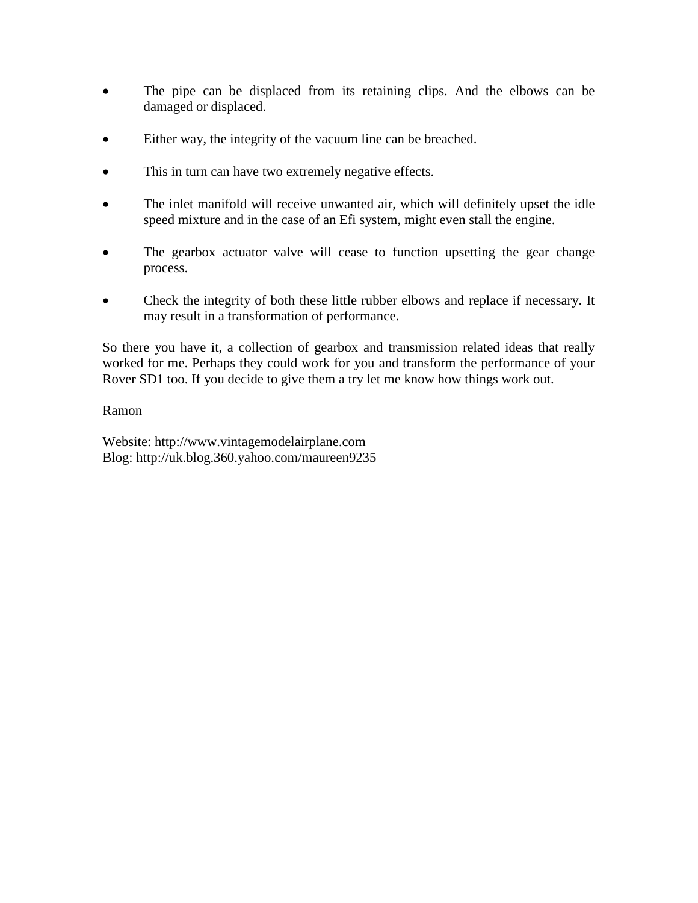- The pipe can be displaced from its retaining clips. And the elbows can be damaged or displaced.
- Either way, the integrity of the vacuum line can be breached.
- This in turn can have two extremely negative effects.
- The inlet manifold will receive unwanted air, which will definitely upset the idle speed mixture and in the case of an Efi system, might even stall the engine.
- The gearbox actuator valve will cease to function upsetting the gear change process.
- Check the integrity of both these little rubber elbows and replace if necessary. It may result in a transformation of performance.

So there you have it, a collection of gearbox and transmission related ideas that really worked for me. Perhaps they could work for you and transform the performance of your Rover SD1 too. If you decide to give them a try let me know how things work out.

Ramon

Website: http://www.vintagemodelairplane.com
Blog: http://uk.blog.360.yahoo.com/maureen9235